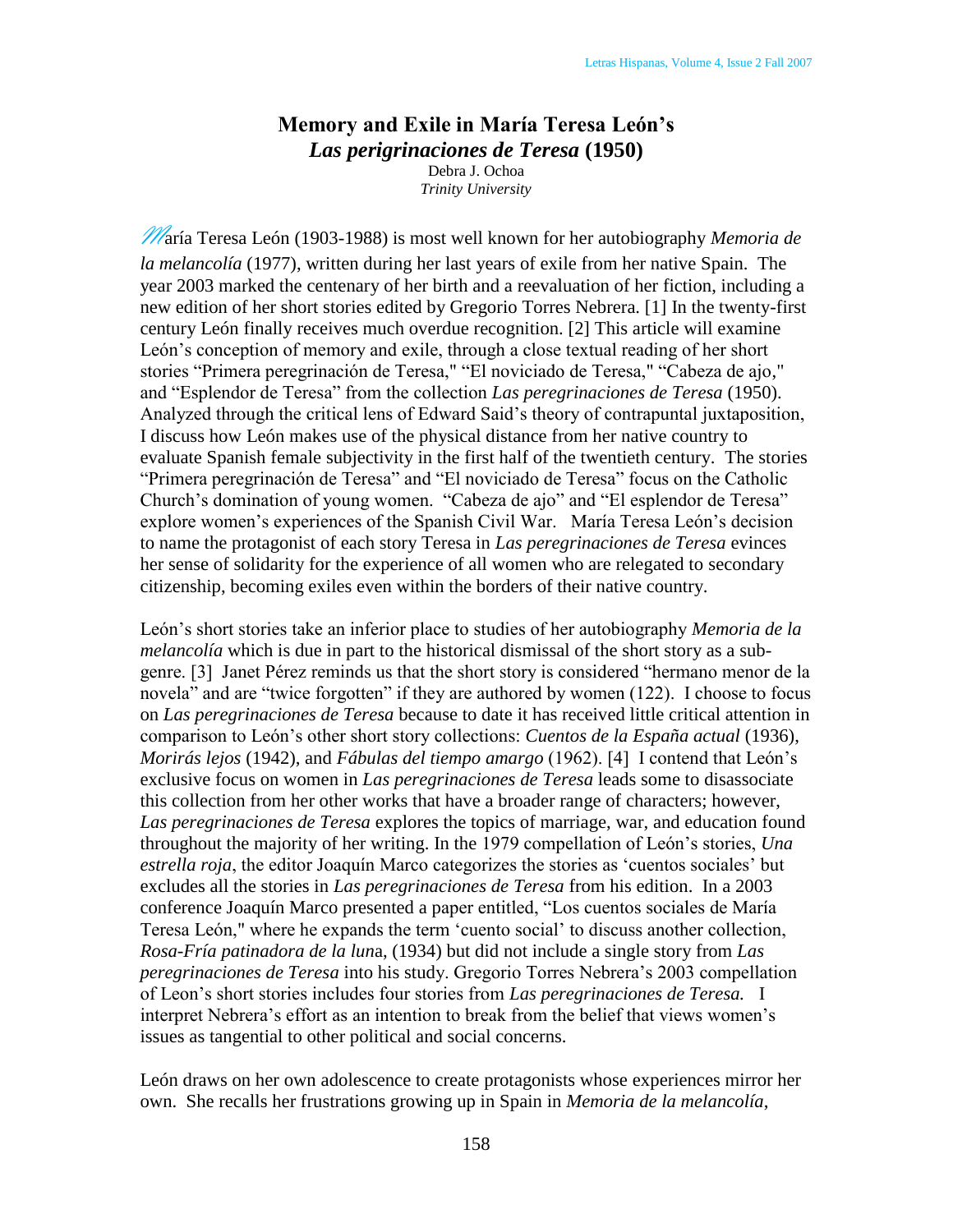# Memory and Exile in María Teresa León's *Las perigrinaciones de Teresa* (1950)

Debra J. Ochoa
*Trinity University*

María Teresa León (1903-1988) is most well known for her autobiography *Memoria de la melancolía* (1977), written during her last years of exile from her native Spain. The year 2003 marked the centenary of her birth and a reevaluation of her fiction, including a new edition of her short stories edited by Gregorio Torres Nebrera. [1] In the twenty-first century León finally receives much overdue recognition. [2] This article will examine León's conception of memory and exile, through a close textual reading of her short stories "Primera peregrinación de Teresa," "El noviciado de Teresa," "Cabeza de ajo," and "Esplendor de Teresa" from the collection *Las peregrinaciones de Teresa* (1950). Analyzed through the critical lens of Edward Said's theory of contrapuntal juxtaposition, I discuss how León makes use of the physical distance from her native country to evaluate Spanish female subjectivity in the first half of the twentieth century. The stories "Primera peregrinación de Teresa" and "El noviciado de Teresa" focus on the Catholic Church's domination of young women. "Cabeza de ajo" and "El esplendor de Teresa" explore women's experiences of the Spanish Civil War. María Teresa León's decision to name the protagonist of each story Teresa in *Las peregrinaciones de Teresa* evinces her sense of solidarity for the experience of all women who are relegated to secondary citizenship, becoming exiles even within the borders of their native country.

León's short stories take an inferior place to studies of her autobiography *Memoria de la melancolía* which is due in part to the historical dismissal of the short story as a sub-genre. [3] Janet Pérez reminds us that the short story is considered "hermano menor de la novela" and are "twice forgotten" if they are authored by women (122). I choose to focus on *Las peregrinaciones de Teresa* because to date it has received little critical attention in comparison to León's other short story collections: *Cuentos de la España actual* (1936), *Morirás lejos* (1942), and *Fábulas del tiempo amargo* (1962). [4] I contend that León's exclusive focus on women in *Las peregrinaciones de Teresa* leads some to disassociate this collection from her other works that have a broader range of characters; however, *Las peregrinaciones de Teresa* explores the topics of marriage, war, and education found throughout the majority of her writing. In the 1979 compellation of León's stories, *Una estrella roja*, the editor Joaquín Marco categorizes the stories as 'cuentos sociales' but excludes all the stories in *Las peregrinaciones de Teresa* from his edition. In a 2003 conference Joaquín Marco presented a paper entitled, "Los cuentos sociales de María Teresa León," where he expands the term 'cuento social' to discuss another collection, *Rosa-Fría patinadora de la luna*, (1934) but did not include a single story from *Las peregrinaciones de Teresa* into his study. Gregorio Torres Nebrera's 2003 compellation of Leon's short stories includes four stories from *Las peregrinaciones de Teresa.* I interpret Nebrera's effort as an intention to break from the belief that views women's issues as tangential to other political and social concerns.

León draws on her own adolescence to create protagonists whose experiences mirror her own. She recalls her frustrations growing up in Spain in *Memoria de la melancolía*,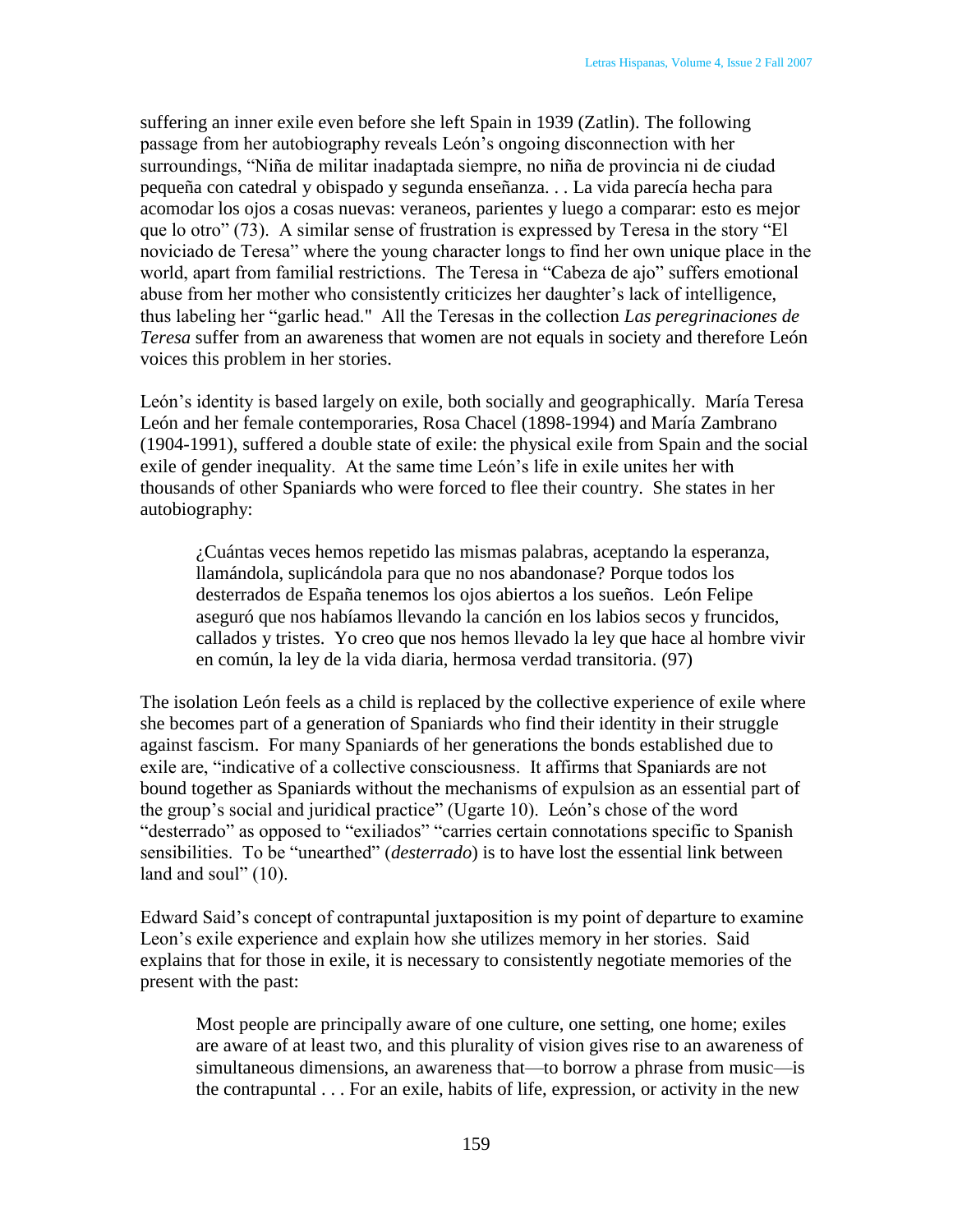suffering an inner exile even before she left Spain in 1939 (Zatlin). The following passage from her autobiography reveals León's ongoing disconnection with her surroundings, "Niña de militar inadaptada siempre, no niña de provincia ni de ciudad pequeña con catedral y obispado y segunda enseñanza. . . La vida parecía hecha para acomodar los ojos a cosas nuevas: veraneos, parientes y luego a comparar: esto es mejor que lo otro" (73). A similar sense of frustration is expressed by Teresa in the story "El noviciado de Teresa" where the young character longs to find her own unique place in the world, apart from familial restrictions. The Teresa in "Cabeza de ajo" suffers emotional abuse from her mother who consistently criticizes her daughter's lack of intelligence, thus labeling her "garlic head." All the Teresas in the collection *Las peregrinaciones de Teresa* suffer from an awareness that women are not equals in society and therefore León voices this problem in her stories.

León's identity is based largely on exile, both socially and geographically. María Teresa León and her female contemporaries, Rosa Chacel (1898-1994) and María Zambrano (1904-1991), suffered a double state of exile: the physical exile from Spain and the social exile of gender inequality. At the same time León's life in exile unites her with thousands of other Spaniards who were forced to flee their country. She states in her autobiography:

> ¿Cuántas veces hemos repetido las mismas palabras, aceptando la esperanza, llamándola, suplicándola para que no nos abandonase? Porque todos los desterrados de España tenemos los ojos abiertos a los sueños. León Felipe aseguró que nos habíamos llevando la canción en los labios secos y fruncidos, callados y tristes. Yo creo que nos hemos llevado la ley que hace al hombre vivir en común, la ley de la vida diaria, hermosa verdad transitoria. (97)

The isolation León feels as a child is replaced by the collective experience of exile where she becomes part of a generation of Spaniards who find their identity in their struggle against fascism. For many Spaniards of her generations the bonds established due to exile are, "indicative of a collective consciousness. It affirms that Spaniards are not bound together as Spaniards without the mechanisms of expulsion as an essential part of the group's social and juridical practice" (Ugarte 10). León's chose of the word "desterrado" as opposed to "exiliados" "carries certain connotations specific to Spanish sensibilities. To be "unearthed" (*desterrado*) is to have lost the essential link between land and soul" (10).

Edward Said's concept of contrapuntal juxtaposition is my point of departure to examine Leon's exile experience and explain how she utilizes memory in her stories. Said explains that for those in exile, it is necessary to consistently negotiate memories of the present with the past:

> Most people are principally aware of one culture, one setting, one home; exiles are aware of at least two, and this plurality of vision gives rise to an awareness of simultaneous dimensions, an awareness that—to borrow a phrase from music—is the contrapuntal . . . For an exile, habits of life, expression, or activity in the new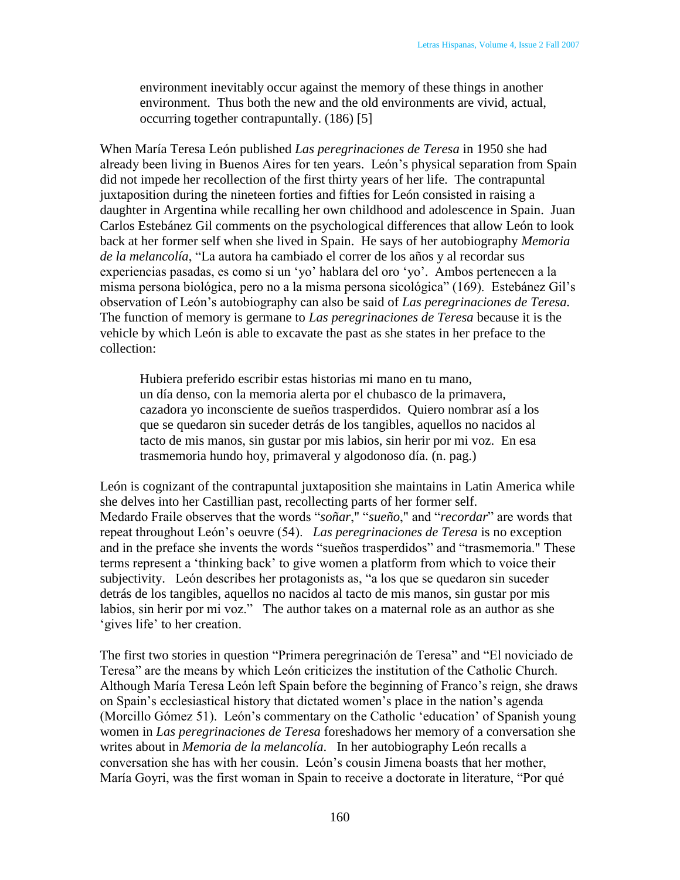> environment inevitably occur against the memory of these things in another environment. Thus both the new and the old environments are vivid, actual, occurring together contrapuntally. (186) [5]

When María Teresa León published *Las peregrinaciones de Teresa* in 1950 she had already been living in Buenos Aires for ten years. León's physical separation from Spain did not impede her recollection of the first thirty years of her life. The contrapuntal juxtaposition during the nineteen forties and fifties for León consisted in raising a daughter in Argentina while recalling her own childhood and adolescence in Spain. Juan Carlos Estebánez Gil comments on the psychological differences that allow León to look back at her former self when she lived in Spain. He says of her autobiography *Memoria de la melancolía*, "La autora ha cambiado el correr de los años y al recordar sus experiencias pasadas, es como si un 'yo' hablara del oro 'yo'. Ambos pertenecen a la misma persona biológica, pero no a la misma persona sicológica" (169). Estebánez Gil's observation of León's autobiography can also be said of *Las peregrinaciones de Teresa.* The function of memory is germane to *Las peregrinaciones de Teresa* because it is the vehicle by which León is able to excavate the past as she states in her preface to the collection:

> Hubiera preferido escribir estas historias mi mano en tu mano, un día denso, con la memoria alerta por el chubasco de la primavera, cazadora yo inconsciente de sueños trasperdidos. Quiero nombrar así a los que se quedaron sin suceder detrás de los tangibles, aquellos no nacidos al tacto de mis manos, sin gustar por mis labios, sin herir por mi voz. En esa trasmemoria hundo hoy, primaveral y algodonoso día. (n. pag.)

León is cognizant of the contrapuntal juxtaposition she maintains in Latin America while she delves into her Castillian past, recollecting parts of her former self. Medardo Fraile observes that the words "*soñar*," "*sueño*," and "*recordar*" are words that repeat throughout León's oeuvre (54). *Las peregrinaciones de Teresa* is no exception and in the preface she invents the words "sueños trasperdidos" and "trasmemoria." These terms represent a 'thinking back' to give women a platform from which to voice their subjectivity. León describes her protagonists as, "a los que se quedaron sin suceder detrás de los tangibles, aquellos no nacidos al tacto de mis manos, sin gustar por mis labios, sin herir por mi voz." The author takes on a maternal role as an author as she 'gives life' to her creation.

The first two stories in question "Primera peregrinación de Teresa" and "El noviciado de Teresa" are the means by which León criticizes the institution of the Catholic Church. Although María Teresa León left Spain before the beginning of Franco's reign, she draws on Spain's ecclesiastical history that dictated women's place in the nation's agenda (Morcillo Gómez 51). León's commentary on the Catholic 'education' of Spanish young women in *Las peregrinaciones de Teresa* foreshadows her memory of a conversation she writes about in *Memoria de la melancolía*. In her autobiography León recalls a conversation she has with her cousin. León's cousin Jimena boasts that her mother, María Goyri, was the first woman in Spain to receive a doctorate in literature, "Por qué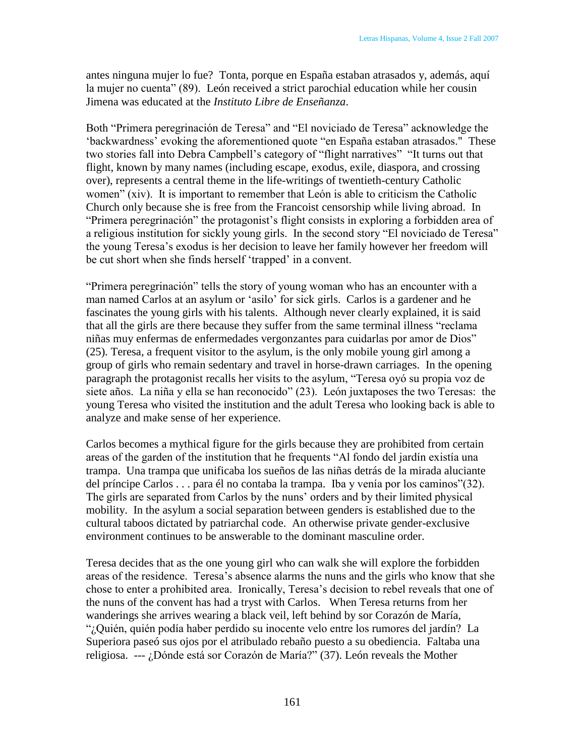antes ninguna mujer lo fue? Tonta, porque en España estaban atrasados y, además, aquí la mujer no cuenta" (89). León received a strict parochial education while her cousin Jimena was educated at the *Instituto Libre de Enseñanza*.

Both "Primera peregrinación de Teresa" and "El noviciado de Teresa" acknowledge the 'backwardness' evoking the aforementioned quote "en España estaban atrasados." These two stories fall into Debra Campbell's category of "flight narratives" "It turns out that flight, known by many names (including escape, exodus, exile, diaspora, and crossing over), represents a central theme in the life-writings of twentieth-century Catholic women" (xiv). It is important to remember that León is able to criticism the Catholic Church only because she is free from the Francoist censorship while living abroad. In "Primera peregrinación" the protagonist's flight consists in exploring a forbidden area of a religious institution for sickly young girls. In the second story "El noviciado de Teresa" the young Teresa's exodus is her decision to leave her family however her freedom will be cut short when she finds herself 'trapped' in a convent.

"Primera peregrinación" tells the story of young woman who has an encounter with a man named Carlos at an asylum or 'asilo' for sick girls. Carlos is a gardener and he fascinates the young girls with his talents. Although never clearly explained, it is said that all the girls are there because they suffer from the same terminal illness "reclama niñas muy enfermas de enfermedades vergonzantes para cuidarlas por amor de Dios" (25). Teresa, a frequent visitor to the asylum, is the only mobile young girl among a group of girls who remain sedentary and travel in horse-drawn carriages. In the opening paragraph the protagonist recalls her visits to the asylum, "Teresa oyó su propia voz de siete años. La niña y ella se han reconocido" (23). León juxtaposes the two Teresas: the young Teresa who visited the institution and the adult Teresa who looking back is able to analyze and make sense of her experience.

Carlos becomes a mythical figure for the girls because they are prohibited from certain areas of the garden of the institution that he frequents "Al fondo del jardín existía una trampa. Una trampa que unificaba los sueños de las niñas detrás de la mirada aluciante del príncipe Carlos . . . para él no contaba la trampa. Iba y venía por los caminos"(32). The girls are separated from Carlos by the nuns' orders and by their limited physical mobility. In the asylum a social separation between genders is established due to the cultural taboos dictated by patriarchal code. An otherwise private gender-exclusive environment continues to be answerable to the dominant masculine order.

Teresa decides that as the one young girl who can walk she will explore the forbidden areas of the residence. Teresa's absence alarms the nuns and the girls who know that she chose to enter a prohibited area. Ironically, Teresa's decision to rebel reveals that one of the nuns of the convent has had a tryst with Carlos. When Teresa returns from her wanderings she arrives wearing a black veil, left behind by sor Corazón de María, "¿Quién, quién podía haber perdido su inocente velo entre los rumores del jardín? La Superiora paseó sus ojos por el atribulado rebaño puesto a su obediencia. Faltaba una religiosa. --- ¿Dónde está sor Corazón de María?" (37). León reveals the Mother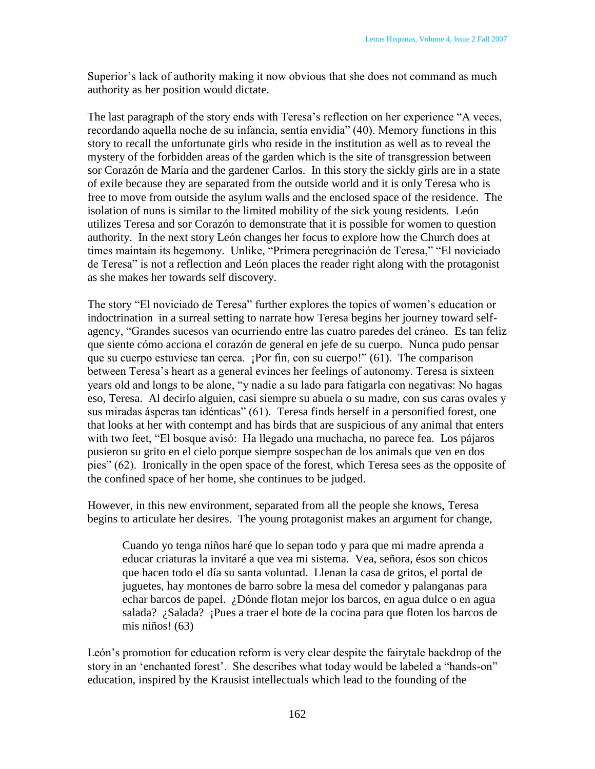Superior's lack of authority making it now obvious that she does not command as much authority as her position would dictate.

The last paragraph of the story ends with Teresa's reflection on her experience "A veces, recordando aquella noche de su infancia, sentía envidia" (40). Memory functions in this story to recall the unfortunate girls who reside in the institution as well as to reveal the mystery of the forbidden areas of the garden which is the site of transgression between sor Corazón de María and the gardener Carlos. In this story the sickly girls are in a state of exile because they are separated from the outside world and it is only Teresa who is free to move from outside the asylum walls and the enclosed space of the residence. The isolation of nuns is similar to the limited mobility of the sick young residents. León utilizes Teresa and sor Corazón to demonstrate that it is possible for women to question authority. In the next story León changes her focus to explore how the Church does at times maintain its hegemony. Unlike, "Primera peregrinación de Teresa," "El noviciado de Teresa" is not a reflection and León places the reader right along with the protagonist as she makes her towards self discovery.

The story "El noviciado de Teresa" further explores the topics of women's education or indoctrination in a surreal setting to narrate how Teresa begins her journey toward self-agency, "Grandes sucesos van ocurriendo entre las cuatro paredes del cráneo. Es tan feliz que siente cómo acciona el corazón de general en jefe de su cuerpo. Nunca pudo pensar que su cuerpo estuviese tan cerca. ¡Por fin, con su cuerpo!" (61). The comparison between Teresa's heart as a general evinces her feelings of autonomy. Teresa is sixteen years old and longs to be alone, "y nadie a su lado para fatigarla con negativas: No hagas eso, Teresa. Al decirlo alguien, casi siempre su abuela o su madre, con sus caras ovales y sus miradas ásperas tan idénticas" (61). Teresa finds herself in a personified forest, one that looks at her with contempt and has birds that are suspicious of any animal that enters with two feet, "El bosque avisó: Ha llegado una muchacha, no parece fea. Los pájaros pusieron su grito en el cielo porque siempre sospechan de los animals que ven en dos pies" (62). Ironically in the open space of the forest, which Teresa sees as the opposite of the confined space of her home, she continues to be judged.

However, in this new environment, separated from all the people she knows, Teresa begins to articulate her desires. The young protagonist makes an argument for change,

> Cuando yo tenga niños haré que lo sepan todo y para que mi madre aprenda a educar criaturas la invitaré a que vea mi sistema. Vea, señora, ésos son chicos que hacen todo el día su santa voluntad. Llenan la casa de gritos, el portal de juguetes, hay montones de barro sobre la mesa del comedor y palanganas para echar barcos de papel. ¿Dónde flotan mejor los barcos, en agua dulce o en agua salada? ¿Salada? ¡Pues a traer el bote de la cocina para que floten los barcos de mis niños! (63)

León's promotion for education reform is very clear despite the fairytale backdrop of the story in an 'enchanted forest'. She describes what today would be labeled a "hands-on" education, inspired by the Krausist intellectuals which lead to the founding of the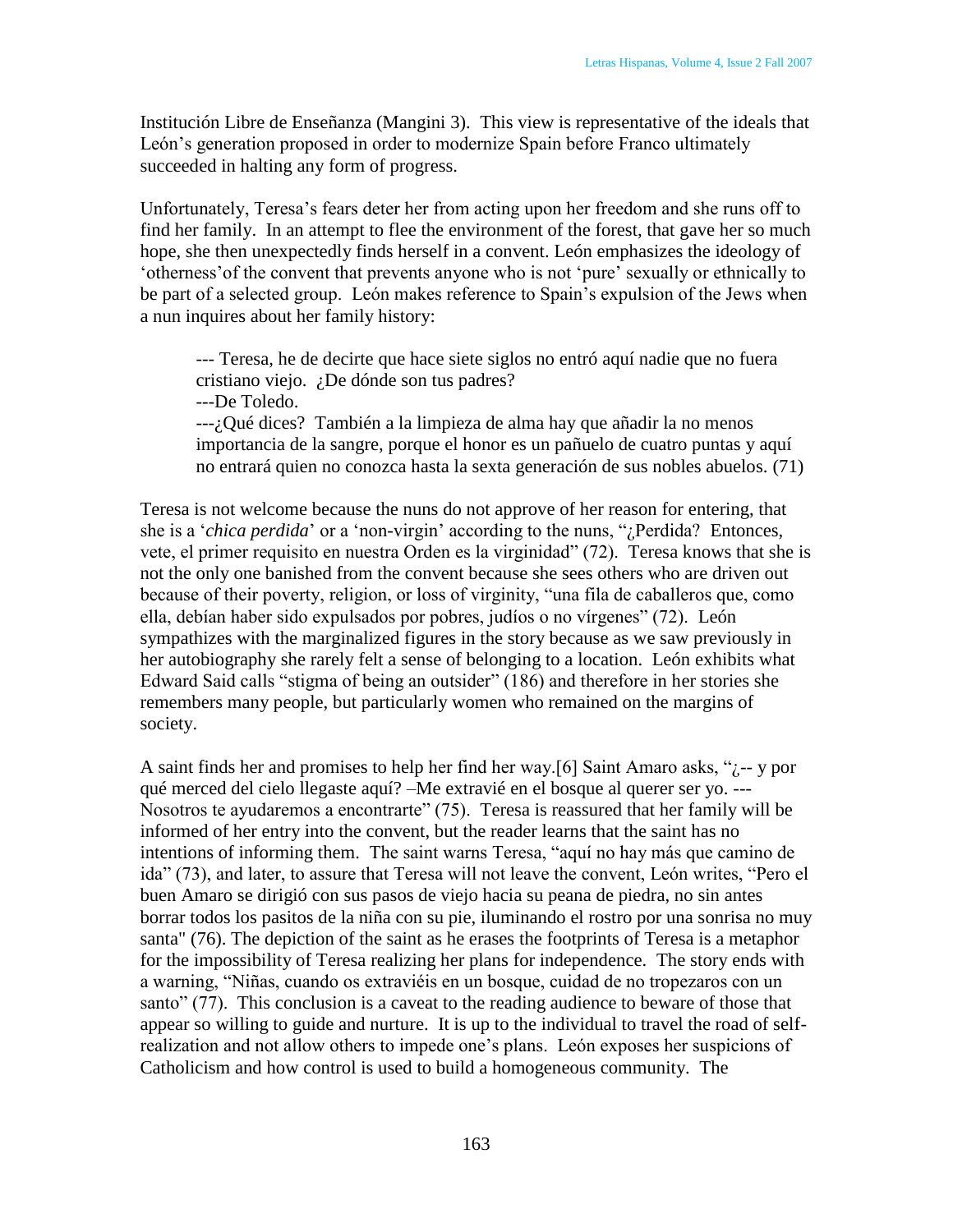Institución Libre de Enseñanza (Mangini 3). This view is representative of the ideals that León's generation proposed in order to modernize Spain before Franco ultimately succeeded in halting any form of progress.

Unfortunately, Teresa's fears deter her from acting upon her freedom and she runs off to find her family. In an attempt to flee the environment of the forest, that gave her so much hope, she then unexpectedly finds herself in a convent. León emphasizes the ideology of 'otherness' of the convent that prevents anyone who is not 'pure' sexually or ethnically to be part of a selected group. León makes reference to Spain's expulsion of the Jews when a nun inquires about her family history:

> --- Teresa, he de decirte que hace siete siglos no entró aquí nadie que no fuera cristiano viejo. ¿De dónde son tus padres?
> ---De Toledo.
> ---¿Qué dices? También a la limpieza de alma hay que añadir la no menos importancia de la sangre, porque el honor es un pañuelo de cuatro puntas y aquí no entrará quien no conozca hasta la sexta generación de sus nobles abuelos. (71)

Teresa is not welcome because the nuns do not approve of her reason for entering, that she is a '*chica perdida*' or a 'non-virgin' according to the nuns, "¿Perdida? Entonces, vete, el primer requisito en nuestra Orden es la virginidad" (72). Teresa knows that she is not the only one banished from the convent because she sees others who are driven out because of their poverty, religion, or loss of virginity, "una fila de caballeros que, como ella, debían haber sido expulsados por pobres, judíos o no vírgenes" (72). León sympathizes with the marginalized figures in the story because as we saw previously in her autobiography she rarely felt a sense of belonging to a location. León exhibits what Edward Said calls "stigma of being an outsider" (186) and therefore in her stories she remembers many people, but particularly women who remained on the margins of society.

A saint finds her and promises to help her find her way.[6] Saint Amaro asks, "¿-- y por qué merced del cielo llegaste aquí? –Me extravié en el bosque al querer ser yo. ---Nosotros te ayudaremos a encontrarte" (75). Teresa is reassured that her family will be informed of her entry into the convent, but the reader learns that the saint has no intentions of informing them. The saint warns Teresa, "aquí no hay más que camino de ida" (73), and later, to assure that Teresa will not leave the convent, León writes, "Pero el buen Amaro se dirigió con sus pasos de viejo hacia su peana de piedra, no sin antes borrar todos los pasitos de la niña con su pie, iluminando el rostro por una sonrisa no muy santa" (76). The depiction of the saint as he erases the footprints of Teresa is a metaphor for the impossibility of Teresa realizing her plans for independence. The story ends with a warning, "Niñas, cuando os extraviéis en un bosque, cuidad de no tropezaros con un santo" (77). This conclusion is a caveat to the reading audience to beware of those that appear so willing to guide and nurture. It is up to the individual to travel the road of self-realization and not allow others to impede one's plans. León exposes her suspicions of Catholicism and how control is used to build a homogeneous community. The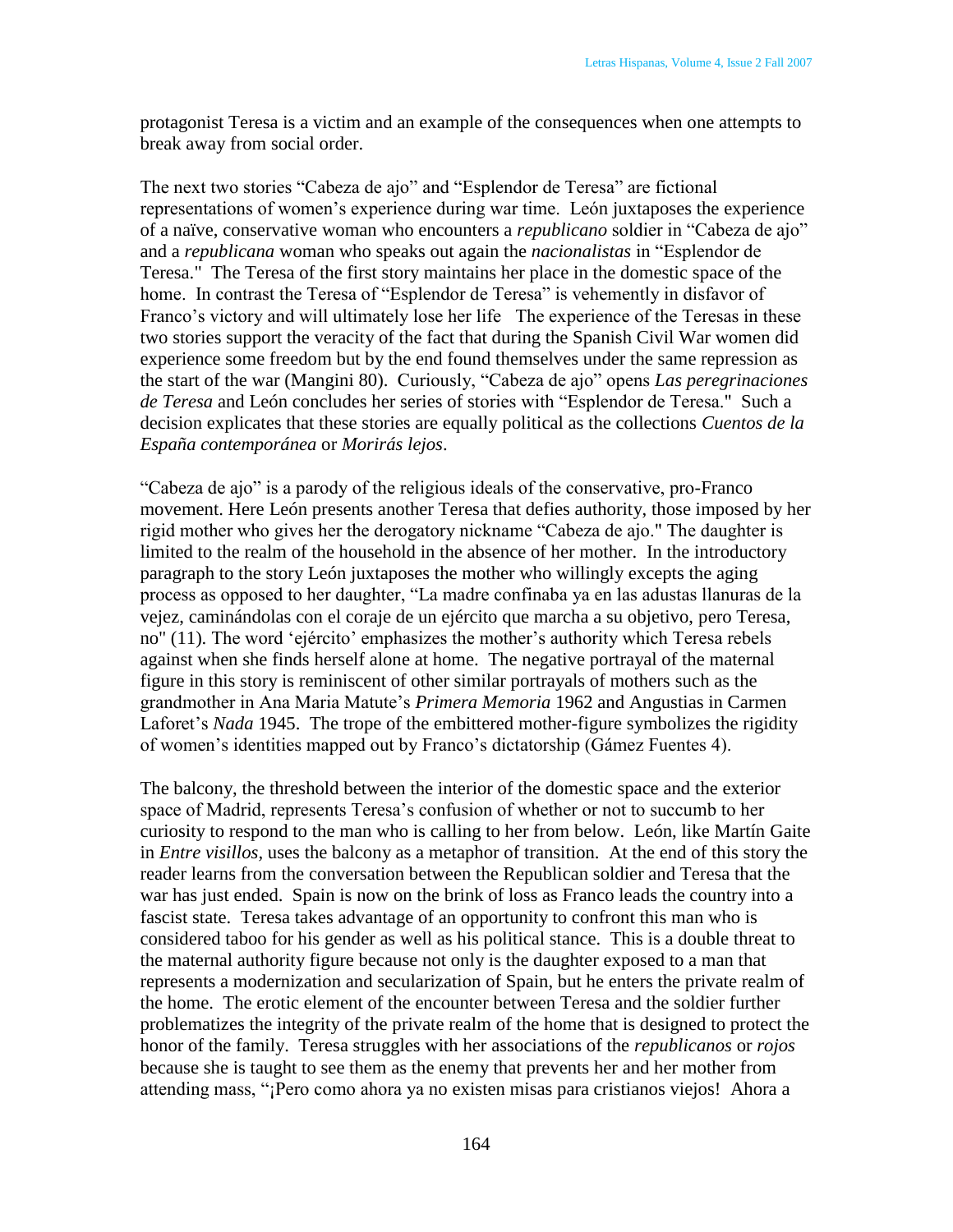protagonist Teresa is a victim and an example of the consequences when one attempts to break away from social order.

The next two stories “Cabeza de ajo” and “Esplendor de Teresa” are fictional representations of women’s experience during war time. León juxtaposes the experience of a naïve, conservative woman who encounters a *republicano* soldier in “Cabeza de ajo” and a *republicana* woman who speaks out again the *nacionalistas* in “Esplendor de Teresa." The Teresa of the first story maintains her place in the domestic space of the home. In contrast the Teresa of “Esplendor de Teresa” is vehemently in disfavor of Franco’s victory and will ultimately lose her life The experience of the Teresas in these two stories support the veracity of the fact that during the Spanish Civil War women did experience some freedom but by the end found themselves under the same repression as the start of the war (Mangini 80). Curiously, “Cabeza de ajo” opens *Las peregrinaciones de Teresa* and León concludes her series of stories with “Esplendor de Teresa." Such a decision explicates that these stories are equally political as the collections *Cuentos de la España contemporánea* or *Morirás lejos*.

“Cabeza de ajo” is a parody of the religious ideals of the conservative, pro-Franco movement. Here León presents another Teresa that defies authority, those imposed by her rigid mother who gives her the derogatory nickname “Cabeza de ajo." The daughter is limited to the realm of the household in the absence of her mother. In the introductory paragraph to the story León juxtaposes the mother who willingly excepts the aging process as opposed to her daughter, “La madre confinaba ya en las adustas llanuras de la vejez, caminándolas con el coraje de un ejército que marcha a su objetivo, pero Teresa, no" (11). The word ‘ejército’ emphasizes the mother’s authority which Teresa rebels against when she finds herself alone at home. The negative portrayal of the maternal figure in this story is reminiscent of other similar portrayals of mothers such as the grandmother in Ana Maria Matute’s *Primera Memoria* 1962 and Angustias in Carmen Laforet’s *Nada* 1945. The trope of the embittered mother-figure symbolizes the rigidity of women’s identities mapped out by Franco’s dictatorship (Gámez Fuentes 4).

The balcony, the threshold between the interior of the domestic space and the exterior space of Madrid, represents Teresa’s confusion of whether or not to succumb to her curiosity to respond to the man who is calling to her from below. León, like Martín Gaite in *Entre visillos*, uses the balcony as a metaphor of transition. At the end of this story the reader learns from the conversation between the Republican soldier and Teresa that the war has just ended. Spain is now on the brink of loss as Franco leads the country into a fascist state. Teresa takes advantage of an opportunity to confront this man who is considered taboo for his gender as well as his political stance. This is a double threat to the maternal authority figure because not only is the daughter exposed to a man that represents a modernization and secularization of Spain, but he enters the private realm of the home. The erotic element of the encounter between Teresa and the soldier further problematizes the integrity of the private realm of the home that is designed to protect the honor of the family. Teresa struggles with her associations of the *republicanos* or *rojos* because she is taught to see them as the enemy that prevents her and her mother from attending mass, “¡Pero como ahora ya no existen misas para cristianos viejos! Ahora a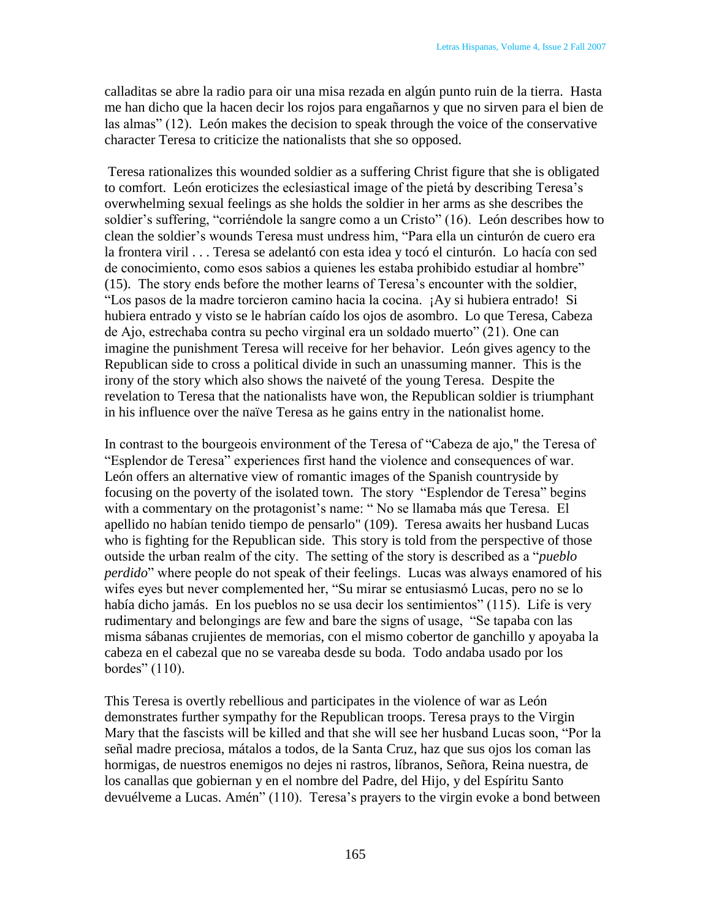calladitas se abre la radio para oir una misa rezada en algún punto ruin de la tierra. Hasta me han dicho que la hacen decir los rojos para engañarnos y que no sirven para el bien de las almas" (12). León makes the decision to speak through the voice of the conservative character Teresa to criticize the nationalists that she so opposed.

Teresa rationalizes this wounded soldier as a suffering Christ figure that she is obligated to comfort. León eroticizes the eclesiastical image of the pietá by describing Teresa's overwhelming sexual feelings as she holds the soldier in her arms as she describes the soldier's suffering, "corriéndole la sangre como a un Cristo" (16). León describes how to clean the soldier's wounds Teresa must undress him, "Para ella un cinturón de cuero era la frontera viril . . . Teresa se adelantó con esta idea y tocó el cinturón. Lo hacía con sed de conocimiento, como esos sabios a quienes les estaba prohibido estudiar al hombre" (15). The story ends before the mother learns of Teresa's encounter with the soldier, "Los pasos de la madre torcieron camino hacia la cocina. ¡Ay si hubiera entrado! Si hubiera entrado y visto se le habrían caído los ojos de asombro. Lo que Teresa, Cabeza de Ajo, estrechaba contra su pecho virginal era un soldado muerto" (21). One can imagine the punishment Teresa will receive for her behavior. León gives agency to the Republican side to cross a political divide in such an unassuming manner. This is the irony of the story which also shows the naiveté of the young Teresa. Despite the revelation to Teresa that the nationalists have won, the Republican soldier is triumphant in his influence over the naïve Teresa as he gains entry in the nationalist home.

In contrast to the bourgeois environment of the Teresa of "Cabeza de ajo," the Teresa of "Esplendor de Teresa" experiences first hand the violence and consequences of war. León offers an alternative view of romantic images of the Spanish countryside by focusing on the poverty of the isolated town. The story "Esplendor de Teresa" begins with a commentary on the protagonist's name: " No se llamaba más que Teresa. El apellido no habían tenido tiempo de pensarlo" (109). Teresa awaits her husband Lucas who is fighting for the Republican side. This story is told from the perspective of those outside the urban realm of the city. The setting of the story is described as a "*pueblo perdido*" where people do not speak of their feelings. Lucas was always enamored of his wifes eyes but never complemented her, "Su mirar se entusiasmó Lucas, pero no se lo había dicho jamás. En los pueblos no se usa decir los sentimientos" (115). Life is very rudimentary and belongings are few and bare the signs of usage, "Se tapaba con las misma sábanas crujientes de memorias, con el mismo cobertor de ganchillo y apoyaba la cabeza en el cabezal que no se vareaba desde su boda. Todo andaba usado por los bordes" (110).

This Teresa is overtly rebellious and participates in the violence of war as León demonstrates further sympathy for the Republican troops. Teresa prays to the Virgin Mary that the fascists will be killed and that she will see her husband Lucas soon, "Por la señal madre preciosa, mátalos a todos, de la Santa Cruz, haz que sus ojos los coman las hormigas, de nuestros enemigos no dejes ni rastros, líbranos, Señora, Reina nuestra, de los canallas que gobiernan y en el nombre del Padre, del Hijo, y del Espíritu Santo devuélveme a Lucas. Amén" (110). Teresa's prayers to the virgin evoke a bond between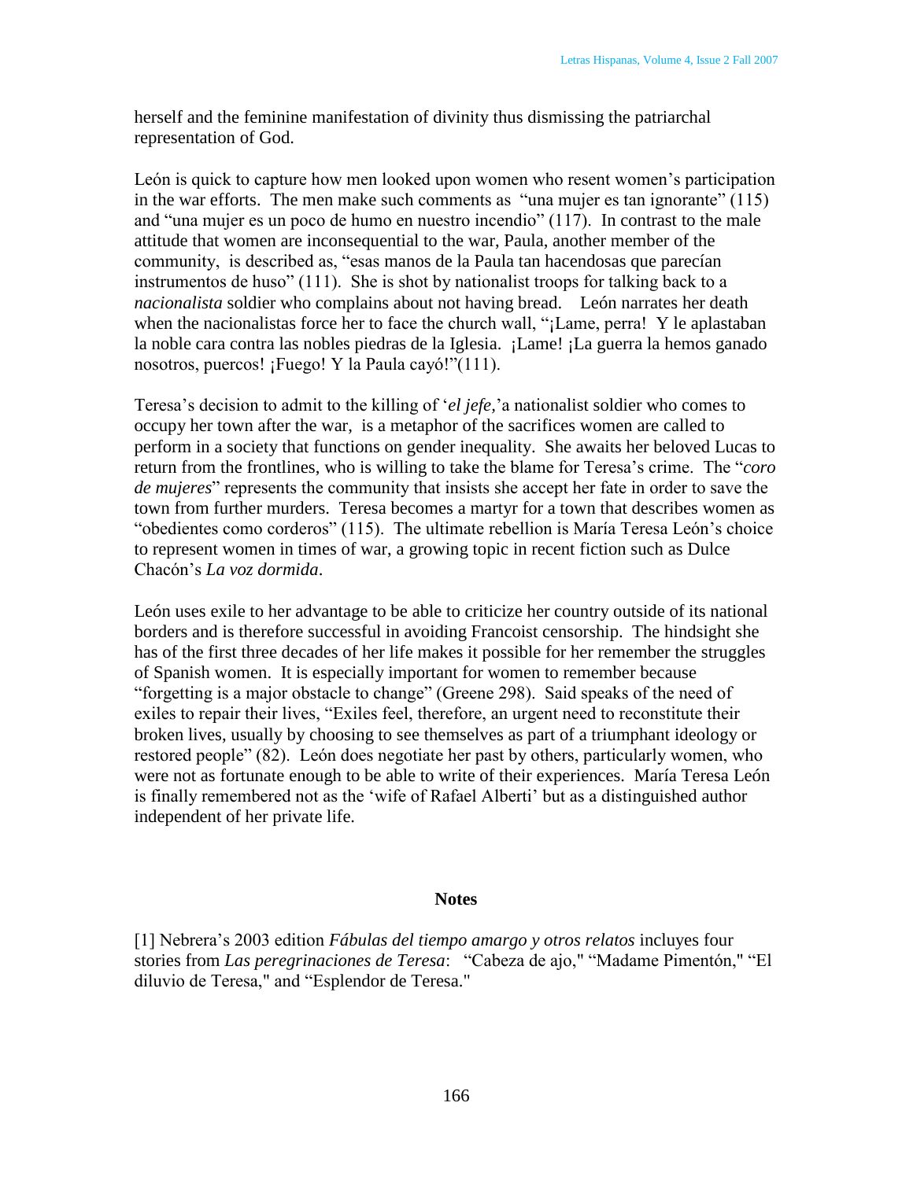herself and the feminine manifestation of divinity thus dismissing the patriarchal representation of God.

León is quick to capture how men looked upon women who resent women's participation in the war efforts. The men make such comments as "una mujer es tan ignorante" (115) and "una mujer es un poco de humo en nuestro incendio" (117). In contrast to the male attitude that women are inconsequential to the war, Paula, another member of the community, is described as, "esas manos de la Paula tan hacendosas que parecían instrumentos de huso" (111). She is shot by nationalist troops for talking back to a *nacionalista* soldier who complains about not having bread. León narrates her death when the nacionalistas force her to face the church wall, "¡Lame, perra! Y le aplastaban la noble cara contra las nobles piedras de la Iglesia. ¡Lame! ¡La guerra la hemos ganado nosotros, puercos! ¡Fuego! Y la Paula cayó!"(111).

Teresa's decision to admit to the killing of '*el jefe,*'a nationalist soldier who comes to occupy her town after the war, is a metaphor of the sacrifices women are called to perform in a society that functions on gender inequality. She awaits her beloved Lucas to return from the frontlines, who is willing to take the blame for Teresa's crime. The "*coro de mujeres*" represents the community that insists she accept her fate in order to save the town from further murders. Teresa becomes a martyr for a town that describes women as "obedientes como corderos" (115). The ultimate rebellion is María Teresa León's choice to represent women in times of war, a growing topic in recent fiction such as Dulce Chacón's *La voz dormida*.

León uses exile to her advantage to be able to criticize her country outside of its national borders and is therefore successful in avoiding Francoist censorship. The hindsight she has of the first three decades of her life makes it possible for her remember the struggles of Spanish women. It is especially important for women to remember because "forgetting is a major obstacle to change" (Greene 298). Said speaks of the need of exiles to repair their lives, "Exiles feel, therefore, an urgent need to reconstitute their broken lives, usually by choosing to see themselves as part of a triumphant ideology or restored people" (82). León does negotiate her past by others, particularly women, who were not as fortunate enough to be able to write of their experiences. María Teresa León is finally remembered not as the 'wife of Rafael Alberti' but as a distinguished author independent of her private life.

## Notes

[1] Nebrera's 2003 edition *Fábulas del tiempo amargo y otros relatos* incluyes four stories from *Las peregrinaciones de Teresa*: "Cabeza de ajo," "Madame Pimentón," "El diluvio de Teresa," and "Esplendor de Teresa."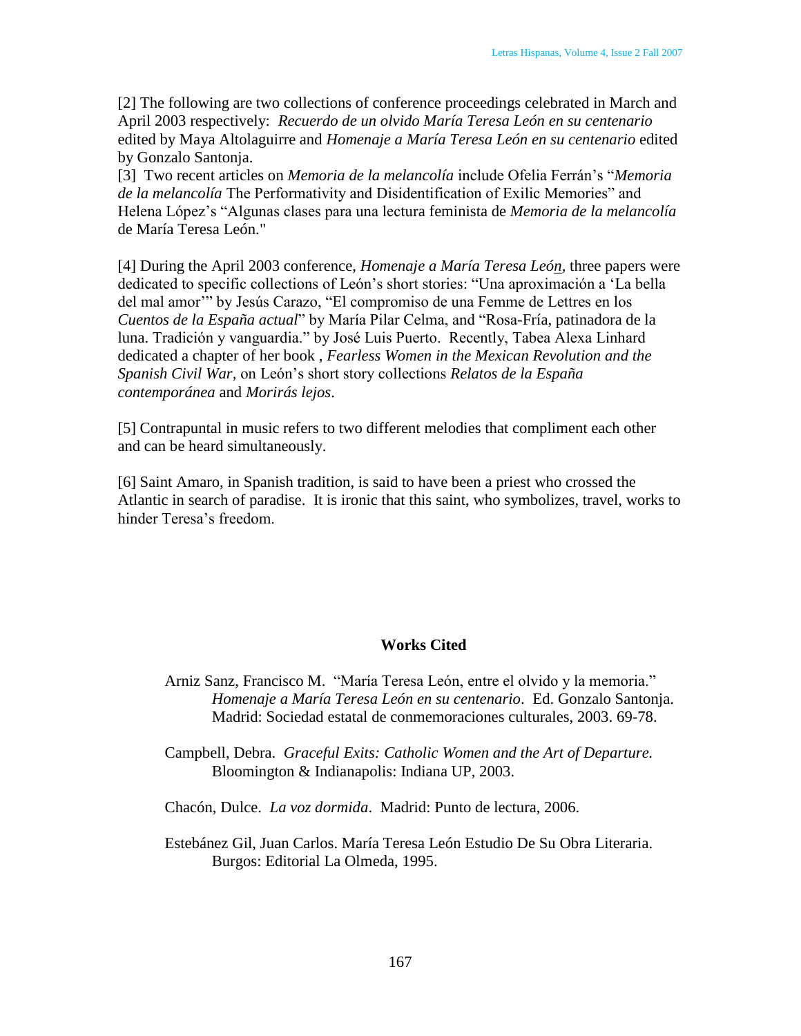[2] The following are two collections of conference proceedings celebrated in March and April 2003 respectively: *Recuerdo de un olvido María Teresa León en su centenario* edited by Maya Altolaguirre and *Homenaje a María Teresa León en su centenario* edited by Gonzalo Santonja.

[3] Two recent articles on *Memoria de la melancolía* include Ofelia Ferrán's "*Memoria de la melancolía* The Performativity and Disidentification of Exilic Memories" and Helena López's "Algunas clases para una lectura feminista de *Memoria de la melancolía* de María Teresa León."

[4] During the April 2003 conference, *Homenaje a María Teresa León*, three papers were dedicated to specific collections of León's short stories: "Una aproximación a 'La bella del mal amor'" by Jesús Carazo, "El compromiso de una Femme de Lettres en los *Cuentos de la España actual*" by María Pilar Celma, and "Rosa-Fría, patinadora de la luna. Tradición y vanguardia." by José Luis Puerto. Recently, Tabea Alexa Linhard dedicated a chapter of her book , *Fearless Women in the Mexican Revolution and the Spanish Civil War*, on León's short story collections *Relatos de la España contemporánea* and *Morirás lejos*.

[5] Contrapuntal in music refers to two different melodies that compliment each other and can be heard simultaneously.

[6] Saint Amaro, in Spanish tradition, is said to have been a priest who crossed the Atlantic in search of paradise. It is ironic that this saint, who symbolizes, travel, works to hinder Teresa's freedom.

## Works Cited

Arniz Sanz, Francisco M. "María Teresa León, entre el olvido y la memoria." *Homenaje a María Teresa León en su centenario*. Ed. Gonzalo Santonja. Madrid: Sociedad estatal de conmemoraciones culturales, 2003. 69-78.

Campbell, Debra. *Graceful Exits: Catholic Women and the Art of Departure.* Bloomington & Indianapolis: Indiana UP, 2003.

Chacón, Dulce. *La voz dormida*. Madrid: Punto de lectura, 2006.

Estebánez Gil, Juan Carlos. María Teresa León Estudio De Su Obra Literaria. Burgos: Editorial La Olmeda, 1995.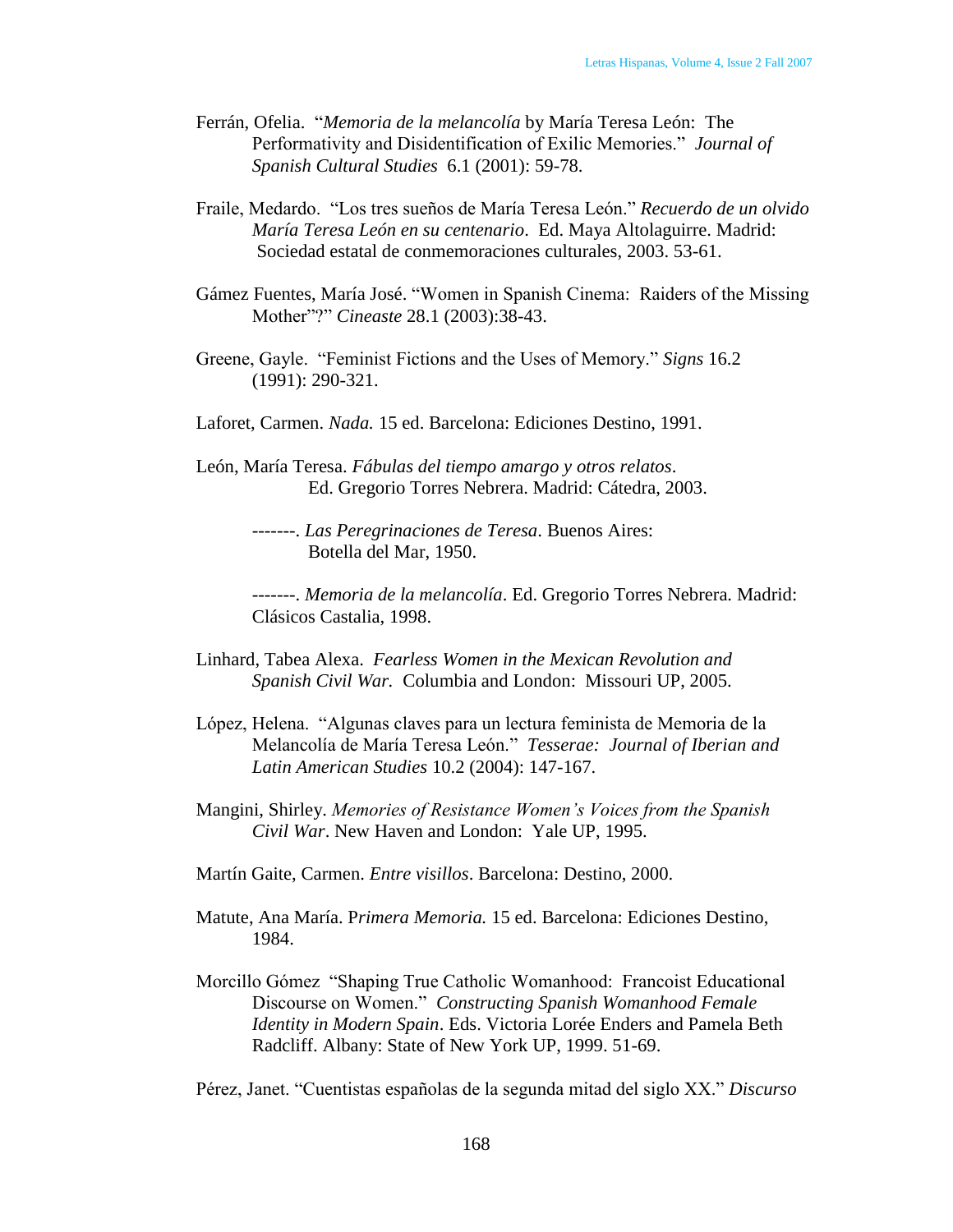Ferrán, Ofelia. "*Memoria de la melancolía* by María Teresa León: The Performativity and Disidentification of Exilic Memories." *Journal of Spanish Cultural Studies* 6.1 (2001): 59-78.

Fraile, Medardo. "Los tres sueños de María Teresa León." *Recuerdo de un olvido María Teresa León en su centenario*. Ed. Maya Altolaguirre. Madrid: Sociedad estatal de conmemoraciones culturales, 2003. 53-61.

Gámez Fuentes, María José. "Women in Spanish Cinema: Raiders of the Missing Mother"?" *Cineaste* 28.1 (2003):38-43.

Greene, Gayle. "Feminist Fictions and the Uses of Memory." *Signs* 16.2 (1991): 290-321.

Laforet, Carmen. *Nada.* 15 ed. Barcelona: Ediciones Destino, 1991.

León, María Teresa. *Fábulas del tiempo amargo y otros relatos*. Ed. Gregorio Torres Nebrera. Madrid: Cátedra, 2003.

-------. *Las Peregrinaciones de Teresa*. Buenos Aires: Botella del Mar, 1950.

-------. *Memoria de la melancolía*. Ed. Gregorio Torres Nebrera. Madrid: Clásicos Castalia, 1998.

Linhard, Tabea Alexa. *Fearless Women in the Mexican Revolution and Spanish Civil War.* Columbia and London: Missouri UP, 2005.

López, Helena. "Algunas claves para un lectura feminista de Memoria de la Melancolía de María Teresa León." *Tesserae: Journal of Iberian and Latin American Studies* 10.2 (2004): 147-167.

Mangini, Shirley. *Memories of Resistance Women's Voices from the Spanish Civil War*. New Haven and London: Yale UP, 1995.

Martín Gaite, Carmen. *Entre visillos*. Barcelona: Destino, 2000.

Matute, Ana María. P*rimera Memoria.* 15 ed. Barcelona: Ediciones Destino, 1984.

Morcillo Gómez "Shaping True Catholic Womanhood: Francoist Educational Discourse on Women." *Constructing Spanish Womanhood Female Identity in Modern Spain*. Eds. Victoria Lorée Enders and Pamela Beth Radcliff. Albany: State of New York UP, 1999. 51-69.

Pérez, Janet. "Cuentistas españolas de la segunda mitad del siglo XX." *Discurso*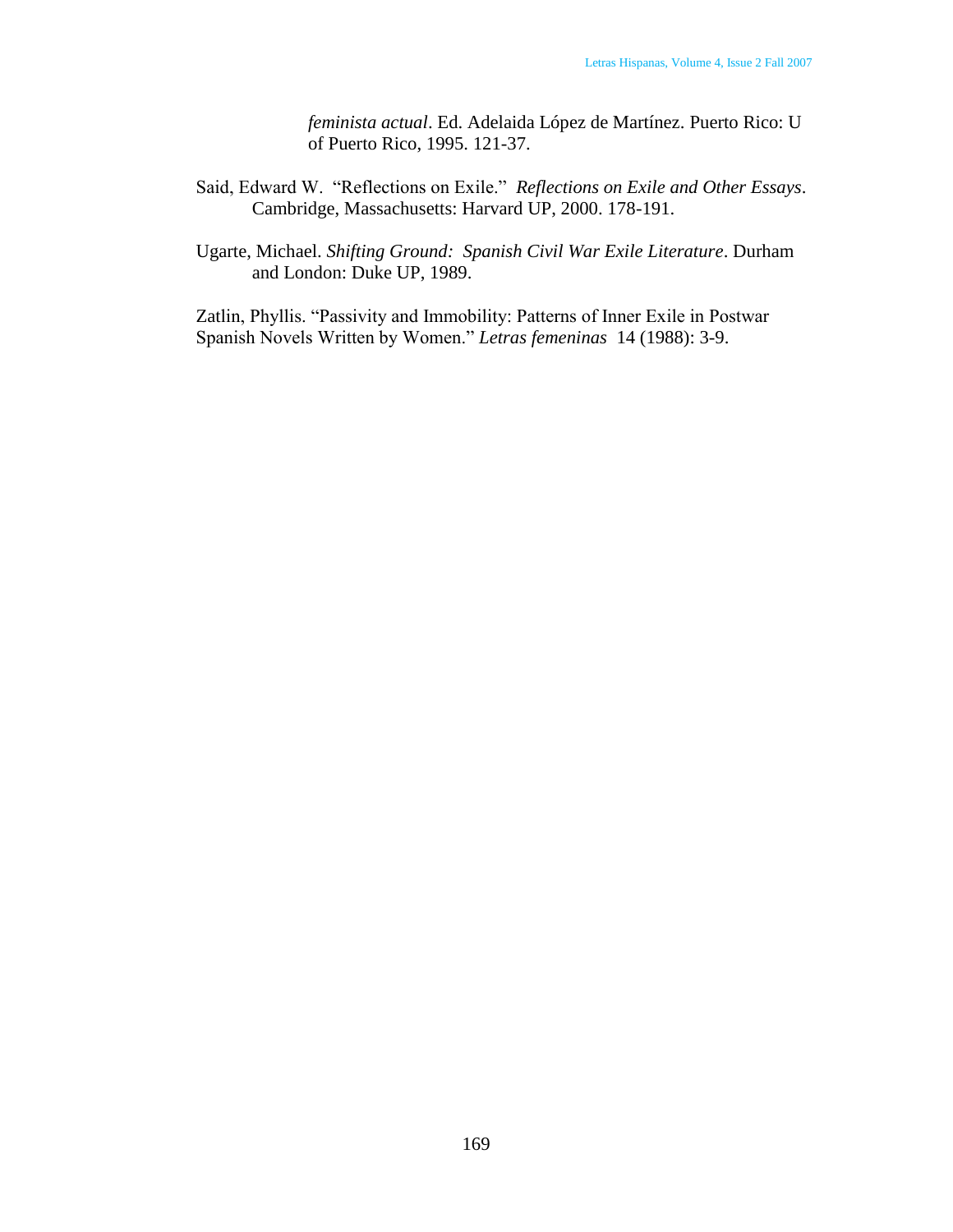*feminista actual*. Ed. Adelaida López de Martínez. Puerto Rico: U of Puerto Rico, 1995. 121-37.

Said, Edward W. "Reflections on Exile." *Reflections on Exile and Other Essays*. Cambridge, Massachusetts: Harvard UP, 2000. 178-191.

Ugarte, Michael. *Shifting Ground: Spanish Civil War Exile Literature*. Durham and London: Duke UP, 1989.

Zatlin, Phyllis. "Passivity and Immobility: Patterns of Inner Exile in Postwar Spanish Novels Written by Women." *Letras femeninas* 14 (1988): 3-9.